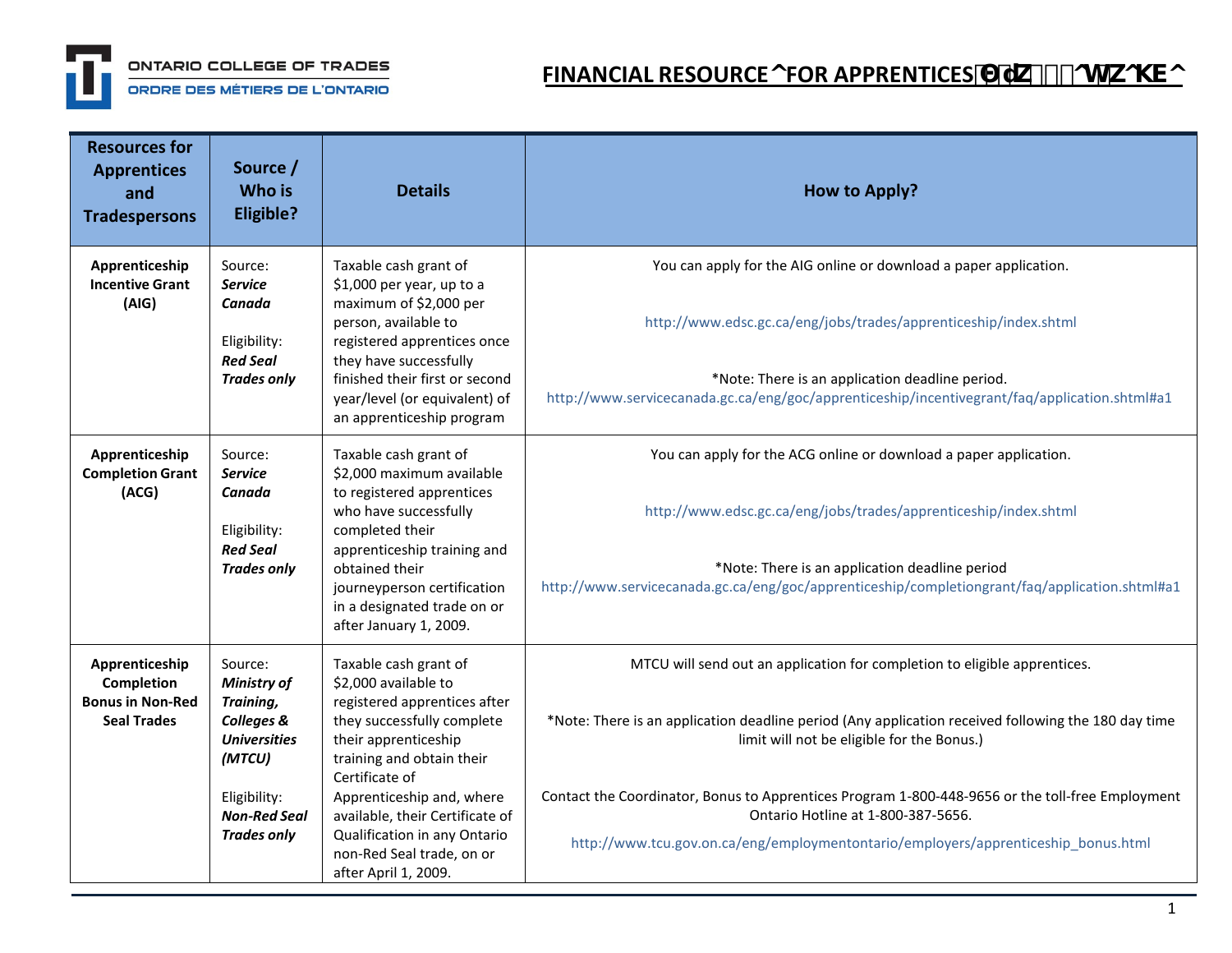ONTARIO COLLEGE OF TRADES
ORDRE DES MÉTIERS DE L'ONTARIO

# FINANCIAL RESOURCES FOR APPRENTICES

| Resources for Apprentices and Tradespersons | Source / Who is Eligible? | Details | How to Apply? |
|---|---|---|---|
| **Apprenticeship Incentive Grant (AIG)** | Source: ***Service Canada***<br><br>Eligibility: ***Red Seal Trades only*** | Taxable cash grant of $1,000 per year, up to a maximum of $2,000 per person, available to registered apprentices once they have successfully finished their first or second year/level (or equivalent) of an apprenticeship program | You can apply for the AIG online or download a paper application.<br><br>http://www.edsc.gc.ca/eng/jobs/trades/apprenticeship/index.shtml<br><br>*Note: There is an application deadline period.<br>http://www.servicecanada.gc.ca/eng/goc/apprenticeship/incentivegrant/faq/application.shtml#a1 |
| **Apprenticeship Completion Grant (ACG)** | Source: ***Service Canada***<br><br>Eligibility: ***Red Seal Trades only*** | Taxable cash grant of $2,000 maximum available to registered apprentices who have successfully completed their apprenticeship training and obtained their journeyperson certification in a designated trade on or after January 1, 2009. | You can apply for the ACG online or download a paper application.<br><br>http://www.edsc.gc.ca/eng/jobs/trades/apprenticeship/index.shtml<br><br>*Note: There is an application deadline period<br>http://www.servicecanada.gc.ca/eng/goc/apprenticeship/completiongrant/faq/application.shtml#a1 |
| **Apprenticeship Completion Bonus in Non-Red Seal Trades** | Source: ***Ministry of Training, Colleges & Universities (MTCU)***<br><br>Eligibility: ***Non-Red Seal Trades only*** | Taxable cash grant of $2,000 available to registered apprentices after they successfully complete their apprenticeship training and obtain their Certificate of Apprenticeship and, where available, their Certificate of Qualification in any Ontario non-Red Seal trade, on or after April 1, 2009. | MTCU will send out an application for completion to eligible apprentices.<br><br>*Note: There is an application deadline period (Any application received following the 180 day time limit will not be eligible for the Bonus.)<br><br>Contact the Coordinator, Bonus to Apprentices Program 1-800-448-9656 or the toll-free Employment Ontario Hotline at 1-800-387-5656.<br>http://www.tcu.gov.on.ca/eng/employmentontario/employers/apprenticeship_bonus.html |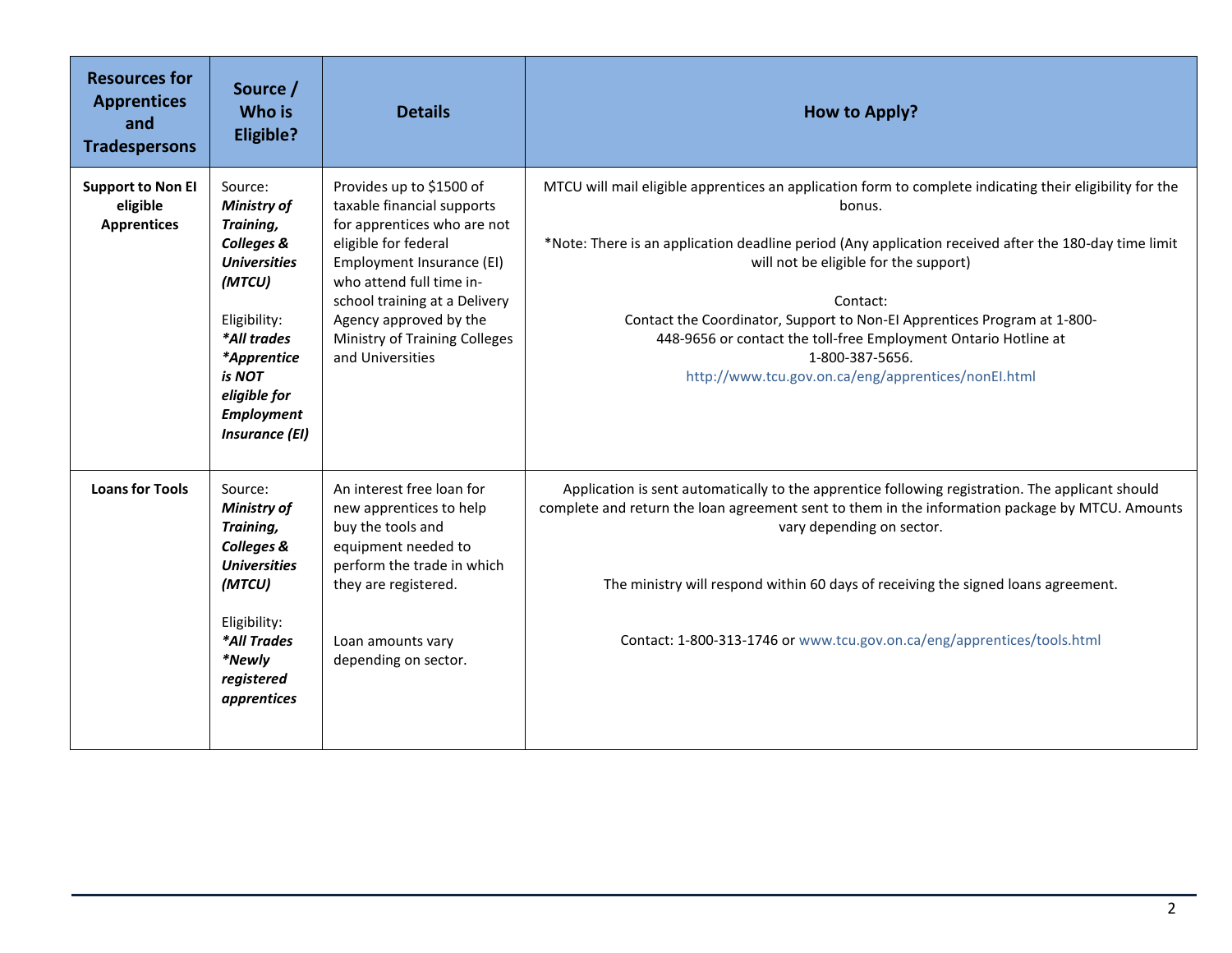| Resources for Apprentices and Tradespersons | Source / Who is Eligible? | Details | How to Apply? |
|---|---|---|---|
| **Support to Non EI eligible Apprentices** | Source: ***Ministry of Training, Colleges & Universities (MTCU)***<br><br>Eligibility:<br>***\*All trades***<br>***\*Apprentice is NOT eligible for Employment Insurance (EI)*** | Provides up to $1500 of taxable financial supports for apprentices who are not eligible for federal Employment Insurance (EI) who attend full time in-school training at a Delivery Agency approved by the Ministry of Training Colleges and Universities | MTCU will mail eligible apprentices an application form to complete indicating their eligibility for the bonus.<br><br>*Note: There is an application deadline period (Any application received after the 180-day time limit will not be eligible for the support)<br><br>Contact:<br>Contact the Coordinator, Support to Non-EI Apprentices Program at 1-800-448-9656 or contact the toll-free Employment Ontario Hotline at 1-800-387-5656.<br>http://www.tcu.gov.on.ca/eng/apprentices/nonEI.html |
| **Loans for Tools** | Source: ***Ministry of Training, Colleges & Universities (MTCU)***<br><br>Eligibility:<br>***\*All Trades***<br>***\*Newly registered apprentices*** | An interest free loan for new apprentices to help buy the tools and equipment needed to perform the trade in which they are registered.<br><br>Loan amounts vary depending on sector. | Application is sent automatically to the apprentice following registration. The applicant should complete and return the loan agreement sent to them in the information package by MTCU. Amounts vary depending on sector.<br><br>The ministry will respond within 60 days of receiving the signed loans agreement.<br><br>Contact: 1-800-313-1746 or www.tcu.gov.on.ca/eng/apprentices/tools.html |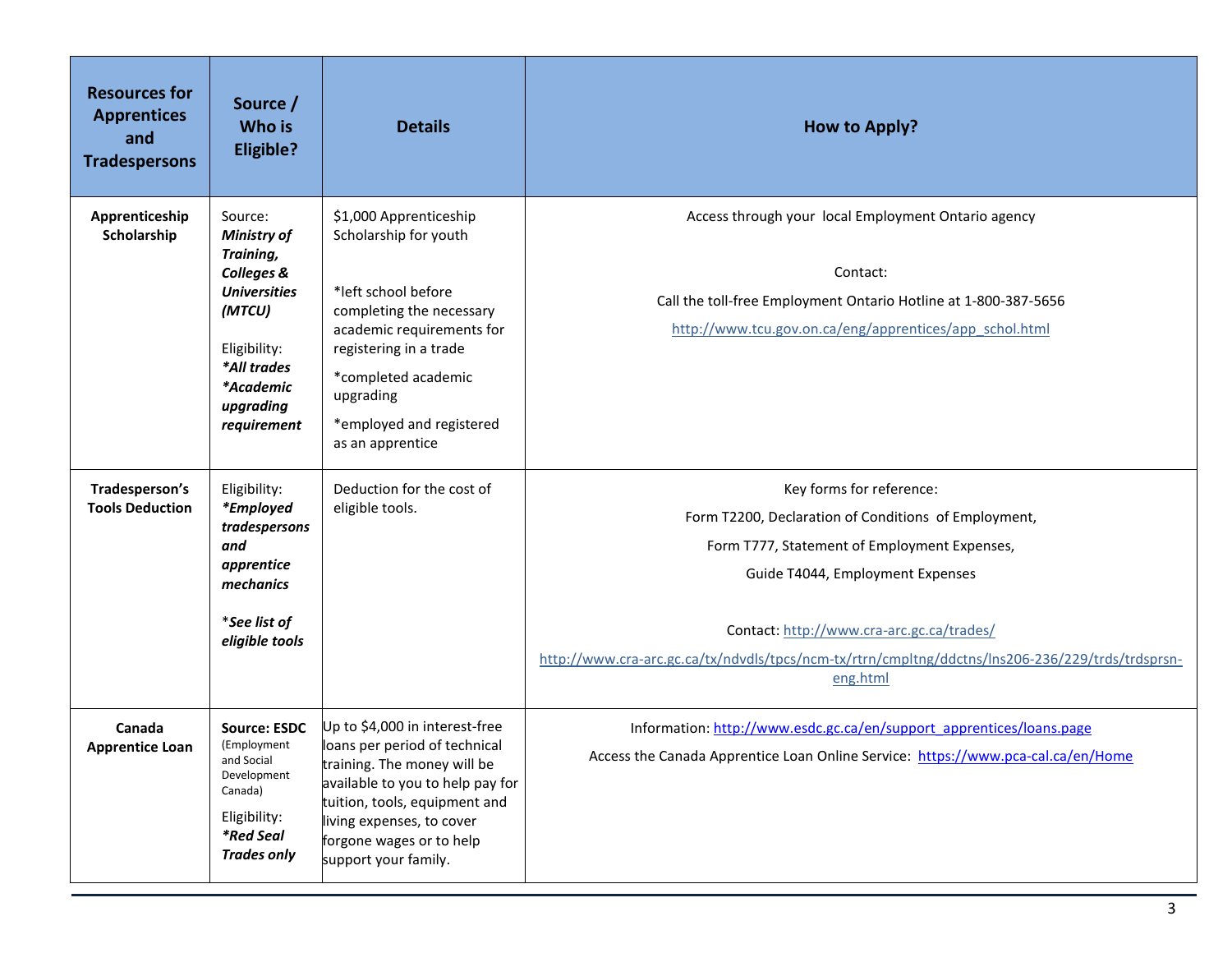| Resources for Apprentices and Tradespersons | Source / Who is Eligible? | Details | How to Apply? |
|---|---|---|---|
| **Apprenticeship Scholarship** | Source: ***Ministry of Training, Colleges & Universities (MTCU)***<br><br>Eligibility:<br>***\*All trades***<br>***\*Academic upgrading requirement*** | $1,000 Apprenticeship Scholarship for youth<br><br>*left school before completing the necessary academic requirements for registering in a trade<br><br>*completed academic upgrading<br><br>*employed and registered as an apprentice | Access through your local Employment Ontario agency<br><br>Contact:<br><br>Call the toll-free Employment Ontario Hotline at 1-800-387-5656<br><br>http://www.tcu.gov.on.ca/eng/apprentices/app_schol.html |
| **Tradesperson's Tools Deduction** | Eligibility:<br>***\*Employed tradespersons and apprentice mechanics***<br><br>\****See list of eligible tools*** | Deduction for the cost of eligible tools. | Key forms for reference:<br><br>Form T2200, Declaration of Conditions of Employment,<br><br>Form T777, Statement of Employment Expenses,<br><br>Guide T4044, Employment Expenses<br><br>Contact: http://www.cra-arc.gc.ca/trades/<br><br>http://www.cra-arc.gc.ca/tx/ndvdls/tpcs/ncm-tx/rtrn/cmpltng/ddctns/lns206-236/229/trds/trdsprsn-eng.html |
| **Canada Apprentice Loan** | **Source: ESDC** (Employment and Social Development Canada)<br><br>Eligibility:<br>***\*Red Seal Trades only*** | Up to $4,000 in interest-free loans per period of technical training. The money will be available to you to help pay for tuition, tools, equipment and living expenses, to cover forgone wages or to help support your family. | Information: http://www.esdc.gc.ca/en/support_apprentices/loans.page<br><br>Access the Canada Apprentice Loan Online Service: https://www.pca-cal.ca/en/Home |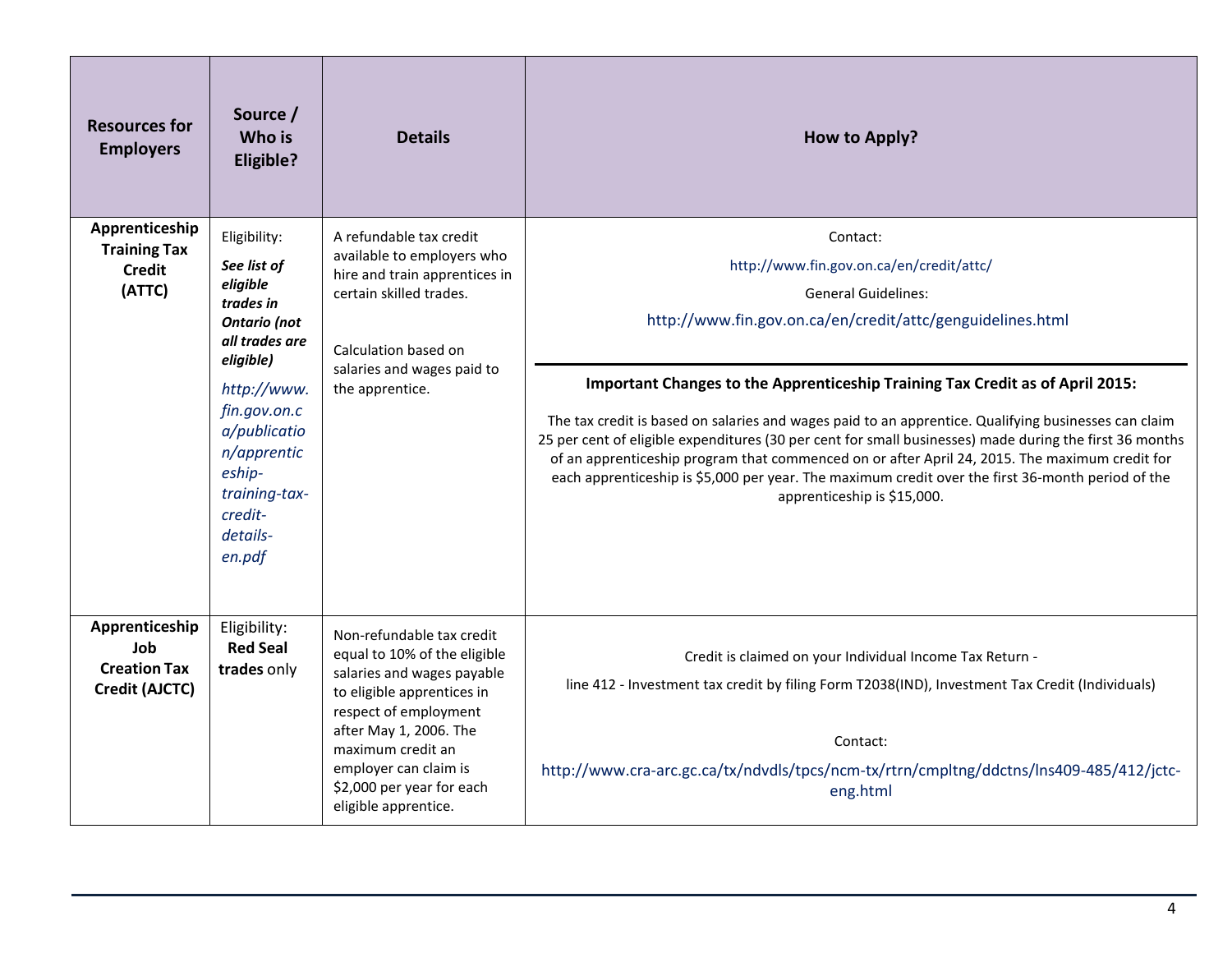| Resources for Employers | Source / Who is Eligible? | Details | How to Apply? |
|---|---|---|---|
| **Apprenticeship Training Tax Credit (ATTC)** | Eligibility: ***See list of eligible trades in Ontario (not all trades are eligible)*** *http://www.fin.gov.on.ca/publication/apprenticeship-training-tax-credit-details-en.pdf* | A refundable tax credit available to employers who hire and train apprentices in certain skilled trades.<br><br>Calculation based on salaries and wages paid to the apprentice. | Contact:<br>http://www.fin.gov.on.ca/en/credit/attc/<br>General Guidelines:<br>http://www.fin.gov.on.ca/en/credit/attc/genguidelines.html<br><br>**Important Changes to the Apprenticeship Training Tax Credit as of April 2015:**<br>The tax credit is based on salaries and wages paid to an apprentice. Qualifying businesses can claim 25 per cent of eligible expenditures (30 per cent for small businesses) made during the first 36 months of an apprenticeship program that commenced on or after April 24, 2015. The maximum credit for each apprenticeship is $5,000 per year. The maximum credit over the first 36-month period of the apprenticeship is $15,000. |
| **Apprenticeship Job Creation Tax Credit (AJCTC)** | Eligibility: **Red Seal trades** only | Non-refundable tax credit equal to 10% of the eligible salaries and wages payable to eligible apprentices in respect of employment after May 1, 2006. The maximum credit an employer can claim is $2,000 per year for each eligible apprentice. | Credit is claimed on your Individual Income Tax Return -<br>line 412 - Investment tax credit by filing Form T2038(IND), Investment Tax Credit (Individuals)<br><br>Contact:<br>http://www.cra-arc.gc.ca/tx/ndvdls/tpcs/ncm-tx/rtrn/cmpltng/ddctns/lns409-485/412/jctc-eng.html |